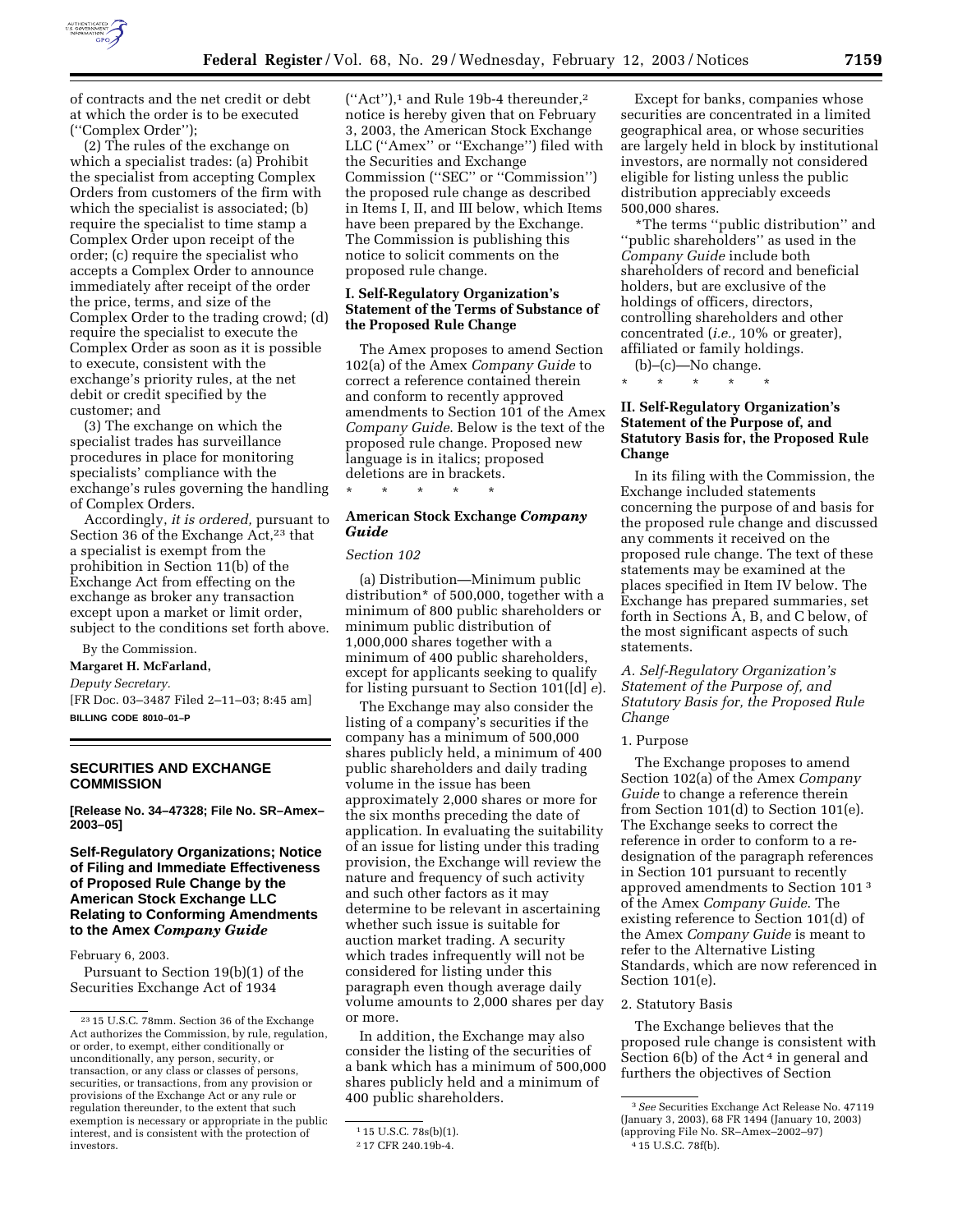of contracts and the net credit or debt at which the order is to be executed (''Complex Order'');

(2) The rules of the exchange on which a specialist trades: (a) Prohibit the specialist from accepting Complex Orders from customers of the firm with which the specialist is associated; (b) require the specialist to time stamp a Complex Order upon receipt of the order; (c) require the specialist who accepts a Complex Order to announce immediately after receipt of the order the price, terms, and size of the Complex Order to the trading crowd; (d) require the specialist to execute the Complex Order as soon as it is possible to execute, consistent with the exchange's priority rules, at the net debit or credit specified by the customer; and

(3) The exchange on which the specialist trades has surveillance procedures in place for monitoring specialists' compliance with the exchange's rules governing the handling of Complex Orders.

Accordingly, *it is ordered,* pursuant to Section 36 of the Exchange Act,[23] that a specialist is exempt from the prohibition in Section 11(b) of the Exchange Act from effecting on the exchange as broker any transaction except upon a market or limit order, subject to the conditions set forth above.

By the Commission.

**Margaret H. McFarland,**

*Deputy Secretary.*

[FR Doc. 03–3487 Filed 2–11–03; 8:45 am]

**BILLING CODE 8010–01–P**

[23] 15 U.S.C. 78mm. Section 36 of the Exchange Act authorizes the Commission, by rule, regulation, or order, to exempt, either conditionally or unconditionally, any person, security, or transaction, or any class or classes of persons, securities, or transactions, from any provision or provisions of the Exchange Act or any rule or regulation thereunder, to the extent that such exemption is necessary or appropriate in the public interest, and is consistent with the protection of investors.

## SECURITIES AND EXCHANGE COMMISSION

**[Release No. 34–47328; File No. SR–Amex–2003–05]**

### Self-Regulatory Organizations; Notice of Filing and Immediate Effectiveness of Proposed Rule Change by the American Stock Exchange LLC Relating to Conforming Amendments to the Amex *Company Guide*

February 6, 2003.

Pursuant to Section 19(b)(1) of the Securities Exchange Act of 1934 (''Act''),[1] and Rule 19b-4 thereunder,[2] notice is hereby given that on February 3, 2003, the American Stock Exchange LLC (''Amex'' or ''Exchange'') filed with the Securities and Exchange Commission (''SEC'' or ''Commission'') the proposed rule change as described in Items I, II, and III below, which Items have been prepared by the Exchange. The Commission is publishing this notice to solicit comments on the proposed rule change.

#### I. Self-Regulatory Organization's Statement of the Terms of Substance of the Proposed Rule Change

The Amex proposes to amend Section 102(a) of the Amex *Company Guide* to correct a reference contained therein and conform to recently approved amendments to Section 101 of the Amex *Company Guide*. Below is the text of the proposed rule change. Proposed new language is in italics; proposed deletions are in brackets.

\* \* \* \* \*

**American Stock Exchange *Company Guide***

*Section 102*

(a) Distribution—Minimum public distribution* of 500,000, together with a minimum of 800 public shareholders or minimum public distribution of 1,000,000 shares together with a minimum of 400 public shareholders, except for applicants seeking to qualify for listing pursuant to Section 101([d] *e*).

The Exchange may also consider the listing of a company's securities if the company has a minimum of 500,000 shares publicly held, a minimum of 400 public shareholders and daily trading volume in the issue has been approximately 2,000 shares or more for the six months preceding the date of application. In evaluating the suitability of an issue for listing under this trading provision, the Exchange will review the nature and frequency of such activity and such other factors as it may determine to be relevant in ascertaining whether such issue is suitable for auction market trading. A security which trades infrequently will not be considered for listing under this paragraph even though average daily volume amounts to 2,000 shares per day or more.

In addition, the Exchange may also consider the listing of the securities of a bank which has a minimum of 500,000 shares publicly held and a minimum of 400 public shareholders.

Except for banks, companies whose securities are concentrated in a limited geographical area, or whose securities are largely held in block by institutional investors, are normally not considered eligible for listing unless the public distribution appreciably exceeds 500,000 shares.

*The terms ''public distribution'' and ''public shareholders'' as used in the *Company Guide* include both shareholders of record and beneficial holders, but are exclusive of the holdings of officers, directors, controlling shareholders and other concentrated (*i.e.,* 10% or greater), affiliated or family holdings.

(b)–(c)—No change.

\* \* \* \* \*

#### II. Self-Regulatory Organization's Statement of the Purpose of, and Statutory Basis for, the Proposed Rule Change

In its filing with the Commission, the Exchange included statements concerning the purpose of and basis for the proposed rule change and discussed any comments it received on the proposed rule change. The text of these statements may be examined at the places specified in Item IV below. The Exchange has prepared summaries, set forth in Sections A, B, and C below, of the most significant aspects of such statements.

*A. Self-Regulatory Organization's Statement of the Purpose of, and Statutory Basis for, the Proposed Rule Change*

1. Purpose

The Exchange proposes to amend Section 102(a) of the Amex *Company Guide* to change a reference therein from Section 101(d) to Section 101(e). The Exchange seeks to correct the reference in order to conform to a re-designation of the paragraph references in Section 101 pursuant to recently approved amendments to Section 101[3] of the Amex *Company Guide*. The existing reference to Section 101(d) of the Amex *Company Guide* is meant to refer to the Alternative Listing Standards, which are now referenced in Section 101(e).

2. Statutory Basis

The Exchange believes that the proposed rule change is consistent with Section 6(b) of the Act[4] in general and furthers the objectives of Section

[1] 15 U.S.C. 78s(b)(1).

[2] 17 CFR 240.19b-4.

[3] *See* Securities Exchange Act Release No. 47119 (January 3, 2003), 68 FR 1494 (January 10, 2003) (approving File No. SR–Amex–2002–97)

[4] 15 U.S.C. 78f(b).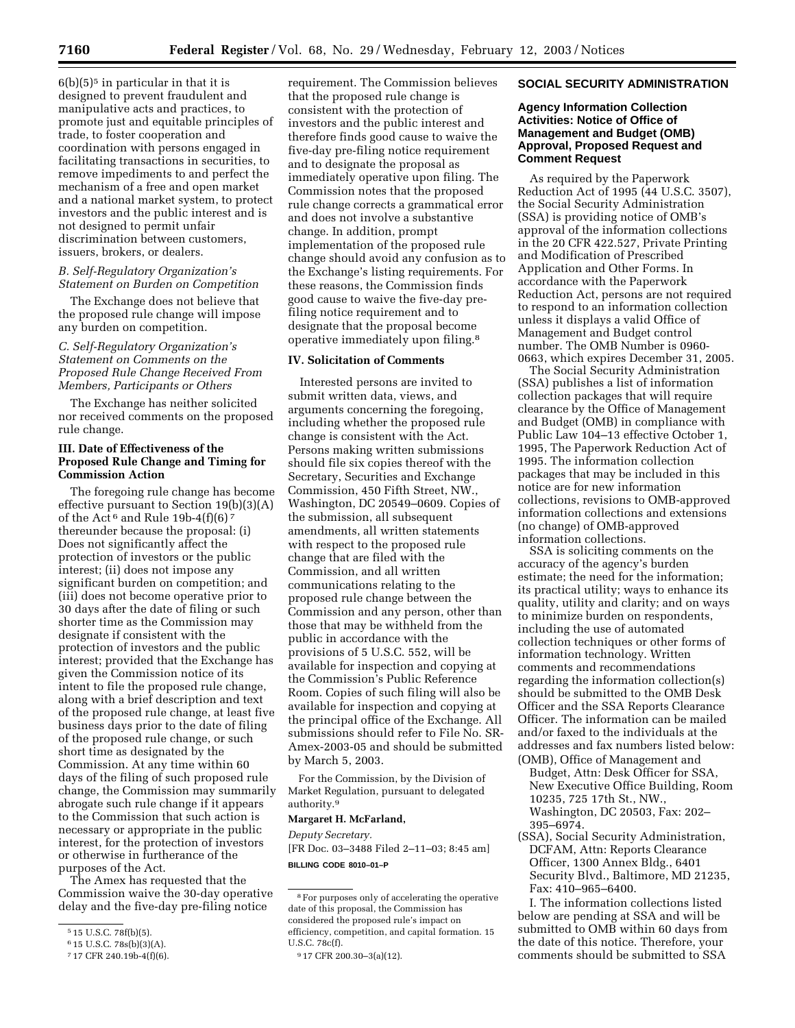6(b)(5)[5] in particular in that it is designed to prevent fraudulent and manipulative acts and practices, to promote just and equitable principles of trade, to foster cooperation and coordination with persons engaged in facilitating transactions in securities, to remove impediments to and perfect the mechanism of a free and open market and a national market system, to protect investors and the public interest and is not designed to permit unfair discrimination between customers, issuers, brokers, or dealers.

*B. Self-Regulatory Organization's Statement on Burden on Competition*

The Exchange does not believe that the proposed rule change will impose any burden on competition.

*C. Self-Regulatory Organization's Statement on Comments on the Proposed Rule Change Received From Members, Participants or Others*

The Exchange has neither solicited nor received comments on the proposed rule change.

### III. Date of Effectiveness of the Proposed Rule Change and Timing for Commission Action

The foregoing rule change has become effective pursuant to Section 19(b)(3)(A) of the Act[6] and Rule 19b-4(f)(6)[7] thereunder because the proposal: (i) Does not significantly affect the protection of investors or the public interest; (ii) does not impose any significant burden on competition; and (iii) does not become operative prior to 30 days after the date of filing or such shorter time as the Commission may designate if consistent with the protection of investors and the public interest; provided that the Exchange has given the Commission notice of its intent to file the proposed rule change, along with a brief description and text of the proposed rule change, at least five business days prior to the date of filing of the proposed rule change, or such short time as designated by the Commission. At any time within 60 days of the filing of such proposed rule change, the Commission may summarily abrogate such rule change if it appears to the Commission that such action is necessary or appropriate in the public interest, for the protection of investors or otherwise in furtherance of the purposes of the Act.

The Amex has requested that the Commission waive the 30-day operative delay and the five-day pre-filing notice requirement. The Commission believes that the proposed rule change is consistent with the protection of investors and the public interest and therefore finds good cause to waive the five-day pre-filing notice requirement and to designate the proposal as immediately operative upon filing. The Commission notes that the proposed rule change corrects a grammatical error and does not involve a substantive change. In addition, prompt implementation of the proposed rule change should avoid any confusion as to the Exchange's listing requirements. For these reasons, the Commission finds good cause to waive the five-day pre-filing notice requirement and to designate that the proposal become operative immediately upon filing.[8]

### IV. Solicitation of Comments

Interested persons are invited to submit written data, views, and arguments concerning the foregoing, including whether the proposed rule change is consistent with the Act. Persons making written submissions should file six copies thereof with the Secretary, Securities and Exchange Commission, 450 Fifth Street, NW., Washington, DC 20549–0609. Copies of the submission, all subsequent amendments, all written statements with respect to the proposed rule change that are filed with the Commission, and all written communications relating to the proposed rule change between the Commission and any person, other than those that may be withheld from the public in accordance with the provisions of 5 U.S.C. 552, will be available for inspection and copying at the Commission's Public Reference Room. Copies of such filing will also be available for inspection and copying at the principal office of the Exchange. All submissions should refer to File No. SR-Amex-2003-05 and should be submitted by March 5, 2003.

For the Commission, by the Division of Market Regulation, pursuant to delegated authority.[9]

**Margaret H. McFarland,**

*Deputy Secretary.*

[FR Doc. 03–3488 Filed 2–11–03; 8:45 am]

**BILLING CODE 8010–01–P**

---

[5] 15 U.S.C. 78f(b)(5).

[6] 15 U.S.C. 78s(b)(3)(A).

[7] 17 CFR 240.19b-4(f)(6).

[8] For purposes only of accelerating the operative date of this proposal, the Commission has considered the proposed rule's impact on efficiency, competition, and capital formation. 15 U.S.C. 78c(f).

[9] 17 CFR 200.30–3(a)(12).

---

## SOCIAL SECURITY ADMINISTRATION

### Agency Information Collection Activities: Notice of Office of Management and Budget (OMB) Approval, Proposed Request and Comment Request

As required by the Paperwork Reduction Act of 1995 (44 U.S.C. 3507), the Social Security Administration (SSA) is providing notice of OMB's approval of the information collections in the 20 CFR 422.527, Private Printing and Modification of Prescribed Application and Other Forms. In accordance with the Paperwork Reduction Act, persons are not required to respond to an information collection unless it displays a valid Office of Management and Budget control number. The OMB Number is 0960-0663, which expires December 31, 2005.

The Social Security Administration (SSA) publishes a list of information collection packages that will require clearance by the Office of Management and Budget (OMB) in compliance with Public Law 104–13 effective October 1, 1995, The Paperwork Reduction Act of 1995. The information collection packages that may be included in this notice are for new information collections, revisions to OMB-approved information collections and extensions (no change) of OMB-approved information collections.

SSA is soliciting comments on the accuracy of the agency's burden estimate; the need for the information; its practical utility; ways to enhance its quality, utility and clarity; and on ways to minimize burden on respondents, including the use of automated collection techniques or other forms of information technology. Written comments and recommendations regarding the information collection(s) should be submitted to the OMB Desk Officer and the SSA Reports Clearance Officer. The information can be mailed and/or faxed to the individuals at the addresses and fax numbers listed below:

(OMB), Office of Management and Budget, Attn: Desk Officer for SSA, New Executive Office Building, Room 10235, 725 17th St., NW., Washington, DC 20503, Fax: 202–395–6974.

(SSA), Social Security Administration, DCFAM, Attn: Reports Clearance Officer, 1300 Annex Bldg., 6401 Security Blvd., Baltimore, MD 21235, Fax: 410–965–6400.

I. The information collections listed below are pending at SSA and will be submitted to OMB within 60 days from the date of this notice. Therefore, your comments should be submitted to SSA